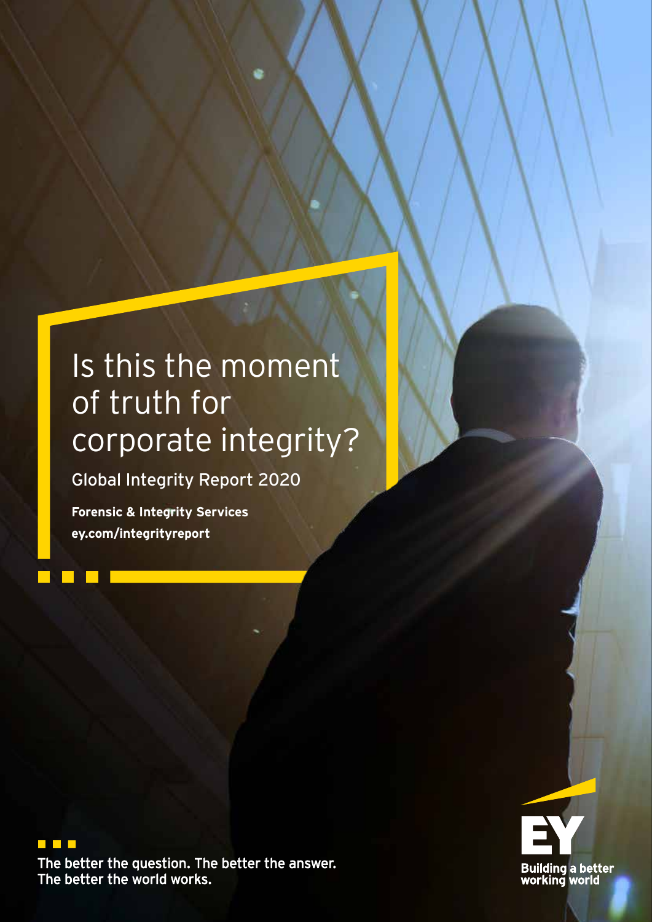# Is this the moment of truth for corporate integrity?

## Global Integrity Report 2020

**Forensic & Integrity Services**
**ey.com/integrityreport**

The better the question. The better the answer.
The better the world works.

EY
Building a better working world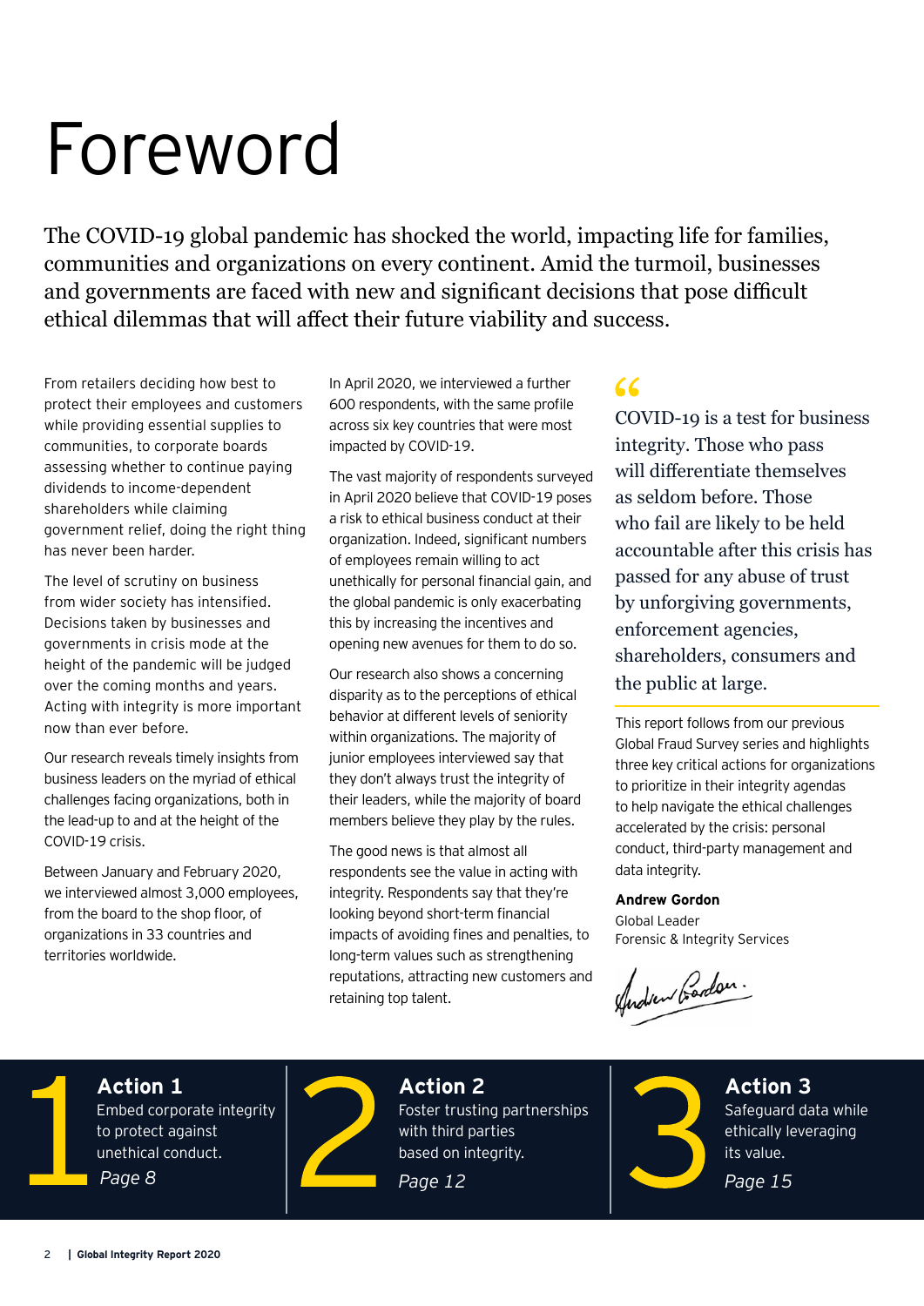# Foreword

The COVID-19 global pandemic has shocked the world, impacting life for families, communities and organizations on every continent. Amid the turmoil, businesses and governments are faced with new and significant decisions that pose difficult ethical dilemmas that will affect their future viability and success.

From retailers deciding how best to protect their employees and customers while providing essential supplies to communities, to corporate boards assessing whether to continue paying dividends to income-dependent shareholders while claiming government relief, doing the right thing has never been harder.

The level of scrutiny on business from wider society has intensified. Decisions taken by businesses and governments in crisis mode at the height of the pandemic will be judged over the coming months and years. Acting with integrity is more important now than ever before.

Our research reveals timely insights from business leaders on the myriad of ethical challenges facing organizations, both in the lead-up to and at the height of the COVID-19 crisis.

Between January and February 2020, we interviewed almost 3,000 employees, from the board to the shop floor, of organizations in 33 countries and territories worldwide.

In April 2020, we interviewed a further 600 respondents, with the same profile across six key countries that were most impacted by COVID-19.

The vast majority of respondents surveyed in April 2020 believe that COVID-19 poses a risk to ethical business conduct at their organization. Indeed, significant numbers of employees remain willing to act unethically for personal financial gain, and the global pandemic is only exacerbating this by increasing the incentives and opening new avenues for them to do so.

Our research also shows a concerning disparity as to the perceptions of ethical behavior at different levels of seniority within organizations. The majority of junior employees interviewed say that they don't always trust the integrity of their leaders, while the majority of board members believe they play by the rules.

The good news is that almost all respondents see the value in acting with integrity. Respondents say that they're looking beyond short-term financial impacts of avoiding fines and penalties, to long-term values such as strengthening reputations, attracting new customers and retaining top talent.

> "COVID-19 is a test for business integrity. Those who pass will differentiate themselves as seldom before. Those who fail are likely to be held accountable after this crisis has passed for any abuse of trust by unforgiving governments, enforcement agencies, shareholders, consumers and the public at large.

This report follows from our previous Global Fraud Survey series and highlights three key critical actions for organizations to prioritize in their integrity agendas to help navigate the ethical challenges accelerated by the crisis: personal conduct, third-party management and data integrity.

**Andrew Gordon**
Global Leader
Forensic & Integrity Services

**1 Action 1**
Embed corporate integrity to protect against unethical conduct.
*Page 8*

**2 Action 2**
Foster trusting partnerships with third parties based on integrity.
*Page 12*

**3 Action 3**
Safeguard data while ethically leveraging its value.
*Page 15*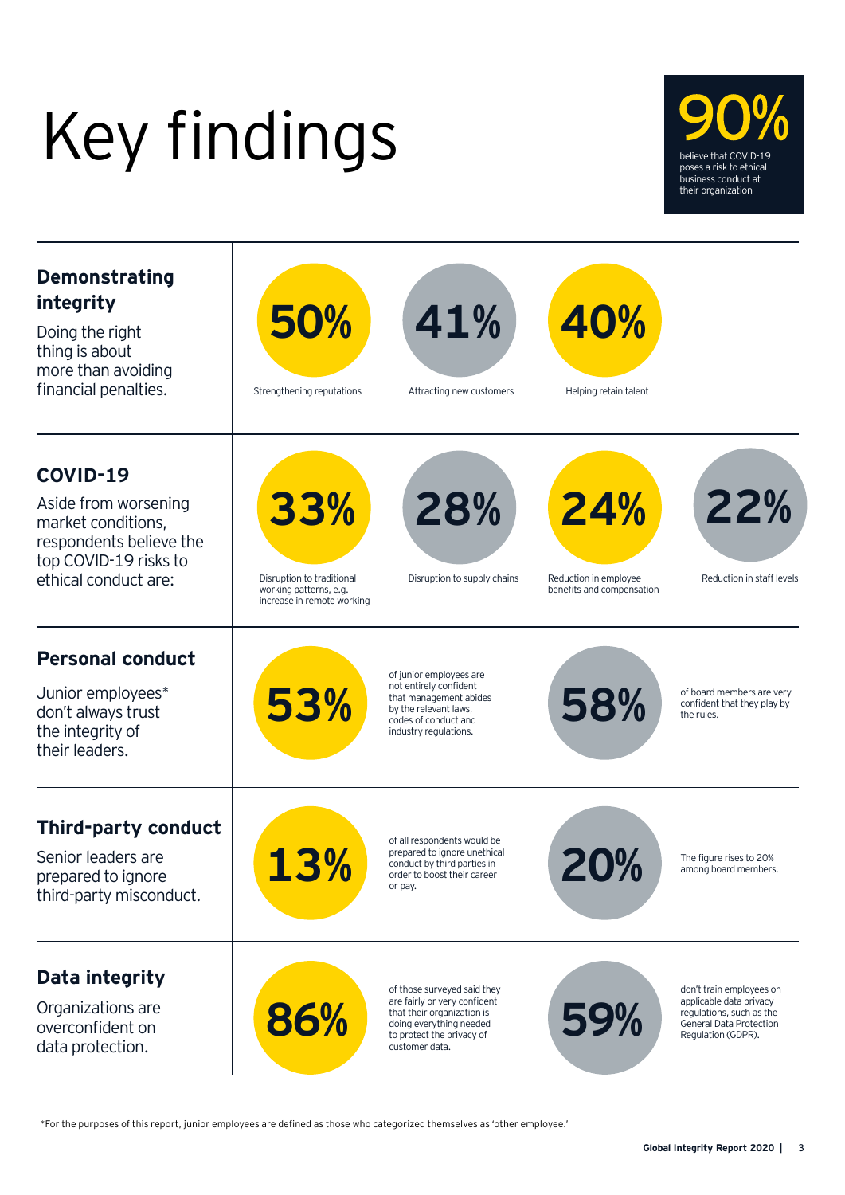# Key findings

**90%** believe that COVID-19 poses a risk to ethical business conduct at their organization

## Demonstrating integrity

Doing the right thing is about more than avoiding financial penalties.

- **50%** Strengthening reputations
- **41%** Attracting new customers
- **40%** Helping retain talent

## COVID-19

Aside from worsening market conditions, respondents believe the top COVID-19 risks to ethical conduct are:

- **33%** Disruption to traditional working patterns, e.g. increase in remote working
- **28%** Disruption to supply chains
- **24%** Reduction in employee benefits and compensation
- **22%** Reduction in staff levels

## Personal conduct

Junior employees* don't always trust the integrity of their leaders.

- **53%** of junior employees are not entirely confident that management abides by the relevant laws, codes of conduct and industry regulations.
- **58%** of board members are very confident that they play by the rules.

## Third-party conduct

Senior leaders are prepared to ignore third-party misconduct.

- **13%** of all respondents would be prepared to ignore unethical conduct by third parties in order to boost their career or pay.
- **20%** The figure rises to 20% among board members.

## Data integrity

Organizations are overconfident on data protection.

- **86%** of those surveyed said they are fairly or very confident that their organization is doing everything needed to protect the privacy of customer data.
- **59%** don't train employees on applicable data privacy regulations, such as the General Data Protection Regulation (GDPR).

*For the purposes of this report, junior employees are defined as those who categorized themselves as 'other employee.'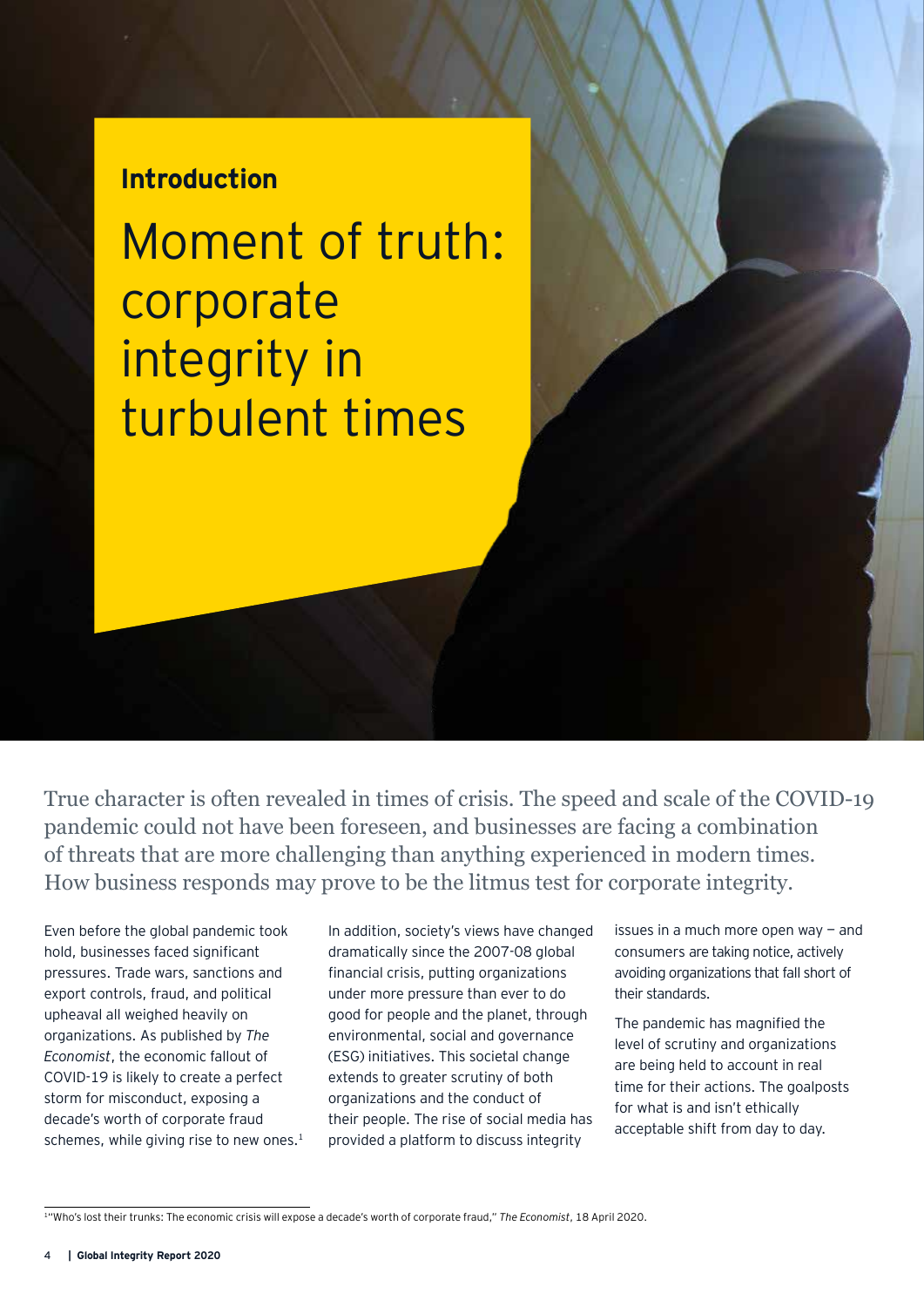## Introduction

# Moment of truth: corporate integrity in turbulent times

True character is often revealed in times of crisis. The speed and scale of the COVID-19 pandemic could not have been foreseen, and businesses are facing a combination of threats that are more challenging than anything experienced in modern times. How business responds may prove to be the litmus test for corporate integrity.

Even before the global pandemic took hold, businesses faced significant pressures. Trade wars, sanctions and export controls, fraud, and political upheaval all weighed heavily on organizations. As published by *The Economist*, the economic fallout of COVID-19 is likely to create a perfect storm for misconduct, exposing a decade's worth of corporate fraud schemes, while giving rise to new ones.[1]

In addition, society's views have changed dramatically since the 2007-08 global financial crisis, putting organizations under more pressure than ever to do good for people and the planet, through environmental, social and governance (ESG) initiatives. This societal change extends to greater scrutiny of both organizations and the conduct of their people. The rise of social media has provided a platform to discuss integrity issues in a much more open way – and consumers are taking notice, actively avoiding organizations that fall short of their standards.

The pandemic has magnified the level of scrutiny and organizations are being held to account in real time for their actions. The goalposts for what is and isn't ethically acceptable shift from day to day.

[1] "Who's lost their trunks: The economic crisis will expose a decade's worth of corporate fraud," *The Economist*, 18 April 2020.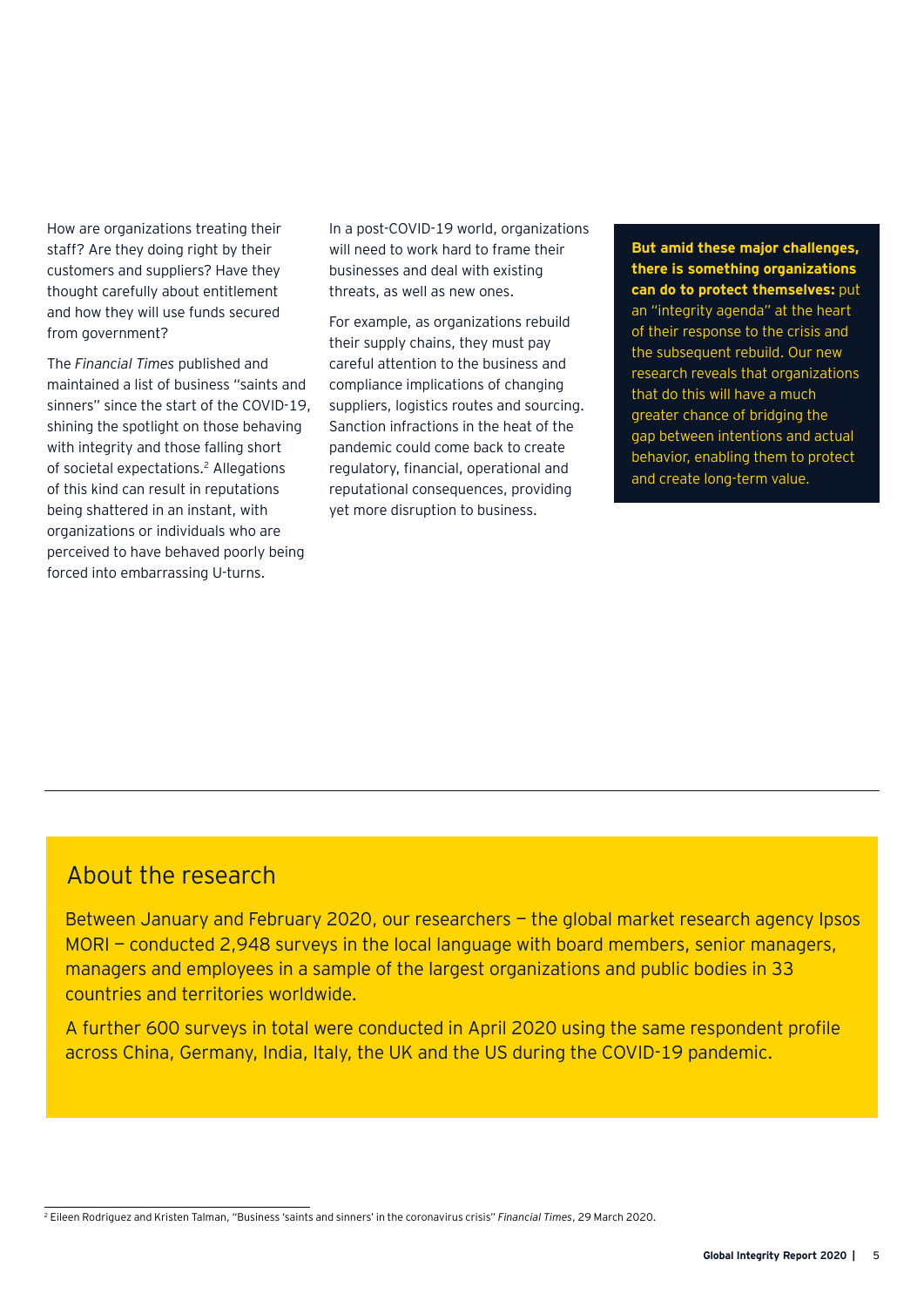How are organizations treating their staff? Are they doing right by their customers and suppliers? Have they thought carefully about entitlement and how they will use funds secured from government?

The *Financial Times* published and maintained a list of business "saints and sinners" since the start of the COVID-19, shining the spotlight on those behaving with integrity and those falling short of societal expectations.[2] Allegations of this kind can result in reputations being shattered in an instant, with organizations or individuals who are perceived to have behaved poorly being forced into embarrassing U-turns.

In a post-COVID-19 world, organizations will need to work hard to frame their businesses and deal with existing threats, as well as new ones.

For example, as organizations rebuild their supply chains, they must pay careful attention to the business and compliance implications of changing suppliers, logistics routes and sourcing. Sanction infractions in the heat of the pandemic could come back to create regulatory, financial, operational and reputational consequences, providing yet more disruption to business.

**But amid these major challenges, there is something organizations can do to protect themselves:** put an "integrity agenda" at the heart of their response to the crisis and the subsequent rebuild. Our new research reveals that organizations that do this will have a much greater chance of bridging the gap between intentions and actual behavior, enabling them to protect and create long-term value.

## About the research

Between January and February 2020, our researchers — the global market research agency Ipsos MORI — conducted 2,948 surveys in the local language with board members, senior managers, managers and employees in a sample of the largest organizations and public bodies in 33 countries and territories worldwide.

A further 600 surveys in total were conducted in April 2020 using the same respondent profile across China, Germany, India, Italy, the UK and the US during the COVID-19 pandemic.

[2] Eileen Rodriguez and Kristen Talman, "Business 'saints and sinners' in the coronavirus crisis" *Financial Times*, 29 March 2020.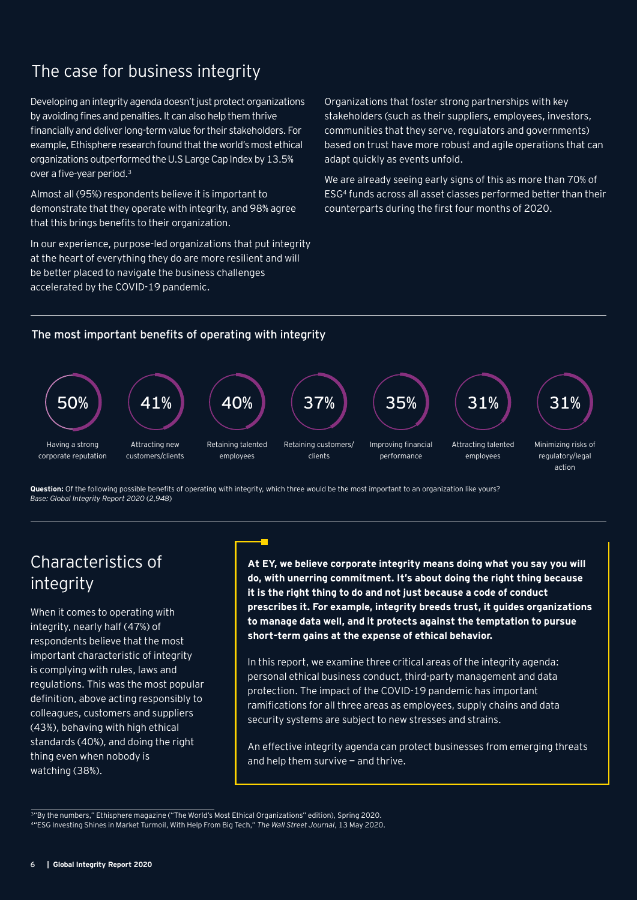## The case for business integrity

Developing an integrity agenda doesn't just protect organizations by avoiding fines and penalties. It can also help them thrive financially and deliver long-term value for their stakeholders. For example, Ethisphere research found that the world's most ethical organizations outperformed the U.S Large Cap Index by 13.5% over a five-year period.[3]

Almost all (95%) respondents believe it is important to demonstrate that they operate with integrity, and 98% agree that this brings benefits to their organization.

In our experience, purpose-led organizations that put integrity at the heart of everything they do are more resilient and will be better placed to navigate the business challenges accelerated by the COVID-19 pandemic.

Organizations that foster strong partnerships with key stakeholders (such as their suppliers, employees, investors, communities that they serve, regulators and governments) based on trust have more robust and agile operations that can adapt quickly as events unfold.

We are already seeing early signs of this as more than 70% of ESG[4] funds across all asset classes performed better than their counterparts during the first four months of 2020.

### The most important benefits of operating with integrity

| Benefit | % |
|---|---|
| Having a strong corporate reputation | 50% |
| Attracting new customers/clients | 41% |
| Retaining talented employees | 40% |
| Retaining customers/clients | 37% |
| Improving financial performance | 35% |
| Attracting talented employees | 31% |
| Minimizing risks of regulatory/legal action | 31% |

**Question:** Of the following possible benefits of operating with integrity, which three would be the most important to an organization like yours?
*Base: Global Integrity Report 2020 (2,948)*

## Characteristics of integrity

When it comes to operating with integrity, nearly half (47%) of respondents believe that the most important characteristic of integrity is complying with rules, laws and regulations. This was the most popular definition, above acting responsibly to colleagues, customers and suppliers (43%), behaving with high ethical standards (40%), and doing the right thing even when nobody is watching (38%).

**At EY, we believe corporate integrity means doing what you say you will do, with unerring commitment. It's about doing the right thing because it is the right thing to do and not just because a code of conduct prescribes it. For example, integrity breeds trust, it guides organizations to manage data well, and it protects against the temptation to pursue short-term gains at the expense of ethical behavior.**

In this report, we examine three critical areas of the integrity agenda: personal ethical business conduct, third-party management and data protection. The impact of the COVID-19 pandemic has important ramifications for all three areas as employees, supply chains and data security systems are subject to new stresses and strains.

An effective integrity agenda can protect businesses from emerging threats and help them survive — and thrive.

[3] "By the numbers," Ethisphere magazine ("The World's Most Ethical Organizations" edition), Spring 2020.
[4] "ESG Investing Shines in Market Turmoil, With Help From Big Tech," *The Wall Street Journal*, 13 May 2020.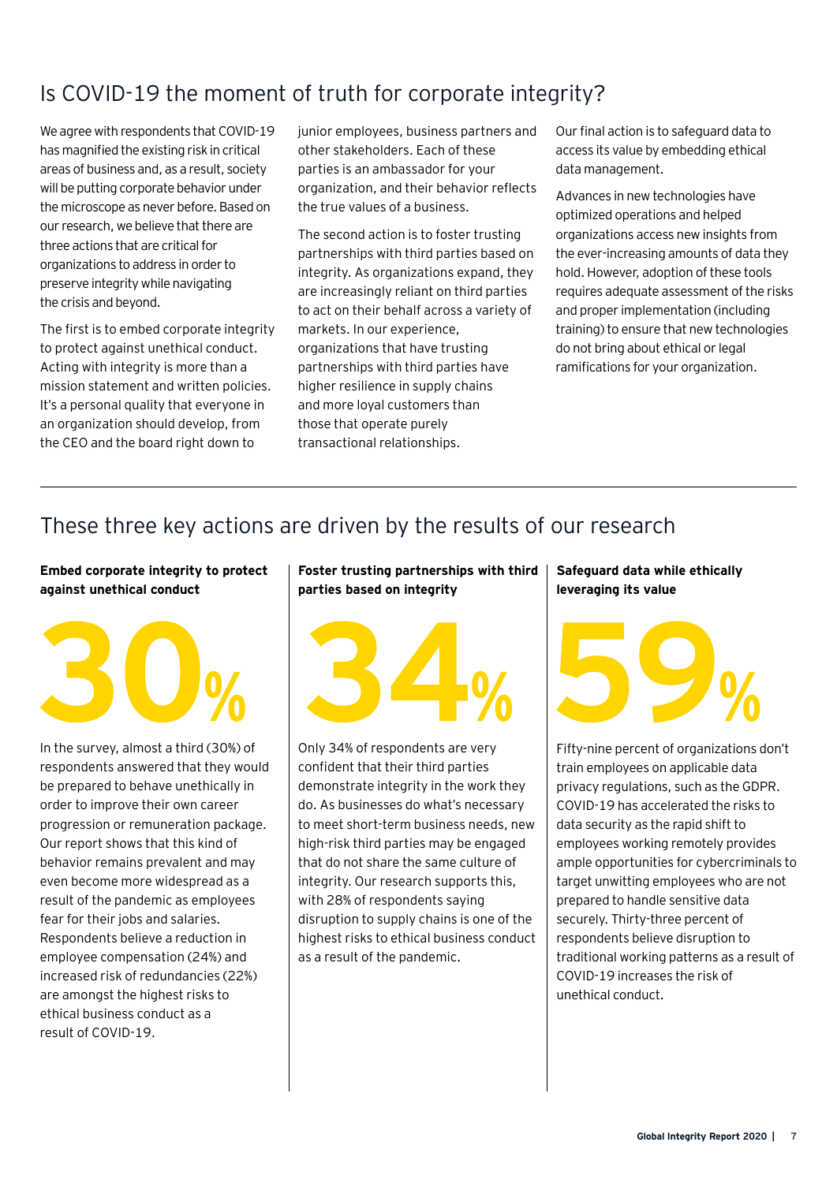## Is COVID-19 the moment of truth for corporate integrity?

We agree with respondents that COVID-19 has magnified the existing risk in critical areas of business and, as a result, society will be putting corporate behavior under the microscope as never before. Based on our research, we believe that there are three actions that are critical for organizations to address in order to preserve integrity while navigating the crisis and beyond.

The first is to embed corporate integrity to protect against unethical conduct. Acting with integrity is more than a mission statement and written policies. It's a personal quality that everyone in an organization should develop, from the CEO and the board right down to junior employees, business partners and other stakeholders. Each of these parties is an ambassador for your organization, and their behavior reflects the true values of a business.

The second action is to foster trusting partnerships with third parties based on integrity. As organizations expand, they are increasingly reliant on third parties to act on their behalf across a variety of markets. In our experience, organizations that have trusting partnerships with third parties have higher resilience in supply chains and more loyal customers than those that operate purely transactional relationships.

Our final action is to safeguard data to access its value by embedding ethical data management.

Advances in new technologies have optimized operations and helped organizations access new insights from the ever-increasing amounts of data they hold. However, adoption of these tools requires adequate assessment of the risks and proper implementation (including training) to ensure that new technologies do not bring about ethical or legal ramifications for your organization.

## These three key actions are driven by the results of our research

**Embed corporate integrity to protect against unethical conduct**

**30%**

In the survey, almost a third (30%) of respondents answered that they would be prepared to behave unethically in order to improve their own career progression or remuneration package. Our report shows that this kind of behavior remains prevalent and may even become more widespread as a result of the pandemic as employees fear for their jobs and salaries. Respondents believe a reduction in employee compensation (24%) and increased risk of redundancies (22%) are amongst the highest risks to ethical business conduct as a result of COVID-19.

**Foster trusting partnerships with third parties based on integrity**

**34%**

Only 34% of respondents are very confident that their third parties demonstrate integrity in the work they do. As businesses do what's necessary to meet short-term business needs, new high-risk third parties may be engaged that do not share the same culture of integrity. Our research supports this, with 28% of respondents saying disruption to supply chains is one of the highest risks to ethical business conduct as a result of the pandemic.

**Safeguard data while ethically leveraging its value**

**59%**

Fifty-nine percent of organizations don't train employees on applicable data privacy regulations, such as the GDPR. COVID-19 has accelerated the risks to data security as the rapid shift to employees working remotely provides ample opportunities for cybercriminals to target unwitting employees who are not prepared to handle sensitive data securely. Thirty-three percent of respondents believe disruption to traditional working patterns as a result of COVID-19 increases the risk of unethical conduct.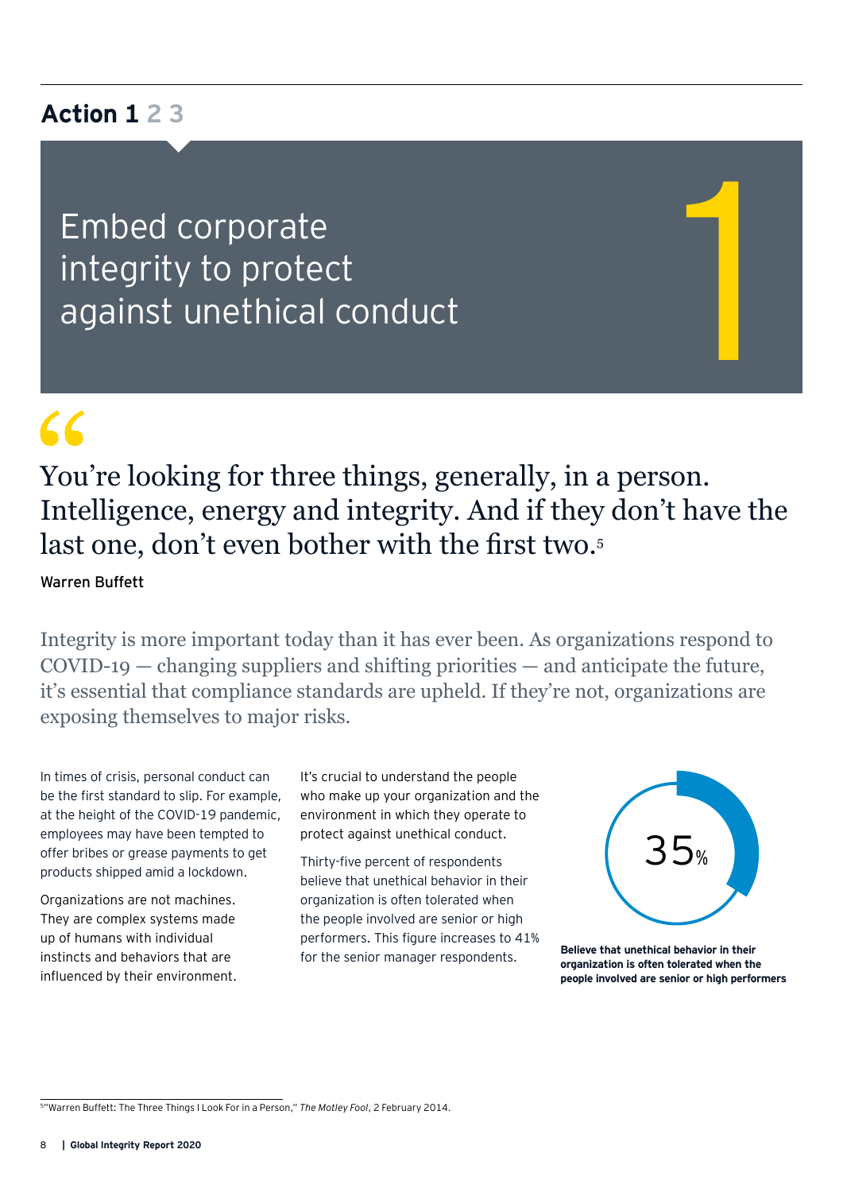## Action 1 2 3

# Embed corporate integrity to protect against unethical conduct

1

> You're looking for three things, generally, in a person. Intelligence, energy and integrity. And if they don't have the last one, don't even bother with the first two.[5]

Warren Buffett

Integrity is more important today than it has ever been. As organizations respond to COVID-19 — changing suppliers and shifting priorities — and anticipate the future, it's essential that compliance standards are upheld. If they're not, organizations are exposing themselves to major risks.

In times of crisis, personal conduct can be the first standard to slip. For example, at the height of the COVID-19 pandemic, employees may have been tempted to offer bribes or grease payments to get products shipped amid a lockdown.

Organizations are not machines. They are complex systems made up of humans with individual instincts and behaviors that are influenced by their environment.

It's crucial to understand the people who make up your organization and the environment in which they operate to protect against unethical conduct.

Thirty-five percent of respondents believe that unethical behavior in their organization is often tolerated when the people involved are senior or high performers. This figure increases to 41% for the senior manager respondents.

35%

**Believe that unethical behavior in their organization is often tolerated when the people involved are senior or high performers**

[5] "Warren Buffett: The Three Things I Look For in a Person," *The Motley Fool*, 2 February 2014.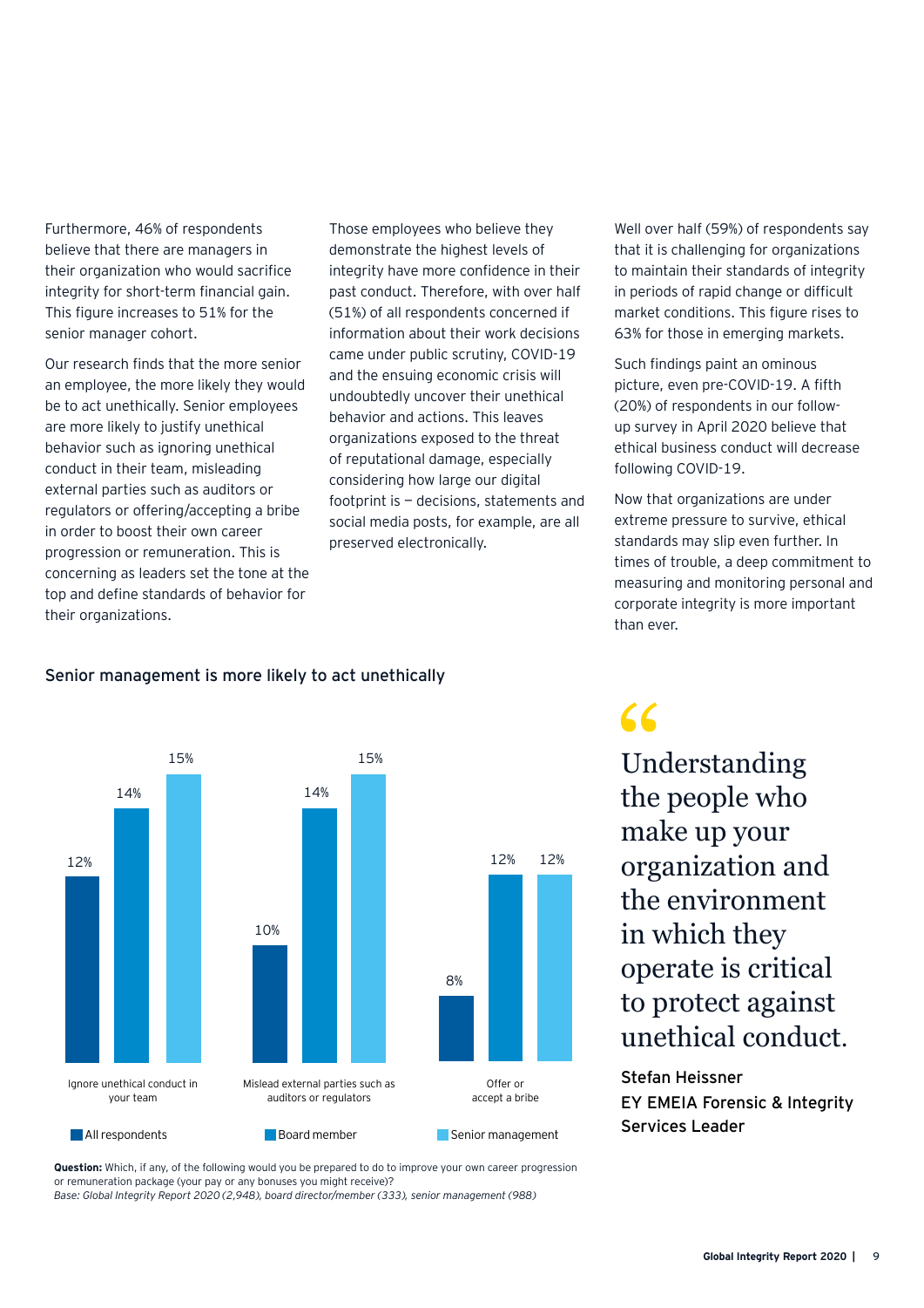Furthermore, 46% of respondents believe that there are managers in their organization who would sacrifice integrity for short-term financial gain. This figure increases to 51% for the senior manager cohort.

Our research finds that the more senior an employee, the more likely they would be to act unethically. Senior employees are more likely to justify unethical behavior such as ignoring unethical conduct in their team, misleading external parties such as auditors or regulators or offering/accepting a bribe in order to boost their own career progression or remuneration. This is concerning as leaders set the tone at the top and define standards of behavior for their organizations.

Those employees who believe they demonstrate the highest levels of integrity have more confidence in their past conduct. Therefore, with over half (51%) of all respondents concerned if information about their work decisions came under public scrutiny, COVID-19 and the ensuing economic crisis will undoubtedly uncover their unethical behavior and actions. This leaves organizations exposed to the threat of reputational damage, especially considering how large our digital footprint is — decisions, statements and social media posts, for example, are all preserved electronically.

Well over half (59%) of respondents say that it is challenging for organizations to maintain their standards of integrity in periods of rapid change or difficult market conditions. This figure rises to 63% for those in emerging markets.

Such findings paint an ominous picture, even pre-COVID-19. A fifth (20%) of respondents in our follow-up survey in April 2020 believe that ethical business conduct will decrease following COVID-19.

Now that organizations are under extreme pressure to survive, ethical standards may slip even further. In times of trouble, a deep commitment to measuring and monitoring personal and corporate integrity is more important than ever.

### Senior management is more likely to act unethically

| | All respondents | Board member | Senior management |
|---|---|---|---|
| Ignore unethical conduct in your team | 12% | 14% | 15% |
| Mislead external parties such as auditors or regulators | 10% | 14% | 15% |
| Offer or accept a bribe | 8% | 12% | 12% |

**Question:** Which, if any, of the following would you be prepared to do to improve your own career progression or remuneration package (your pay or any bonuses you might receive)?
*Base: Global Integrity Report 2020 (2,948), board director/member (333), senior management (988)*

> Understanding the people who make up your organization and the environment in which they operate is critical to protect against unethical conduct.

**Stefan Heissner**
**EY EMEIA Forensic & Integrity Services Leader**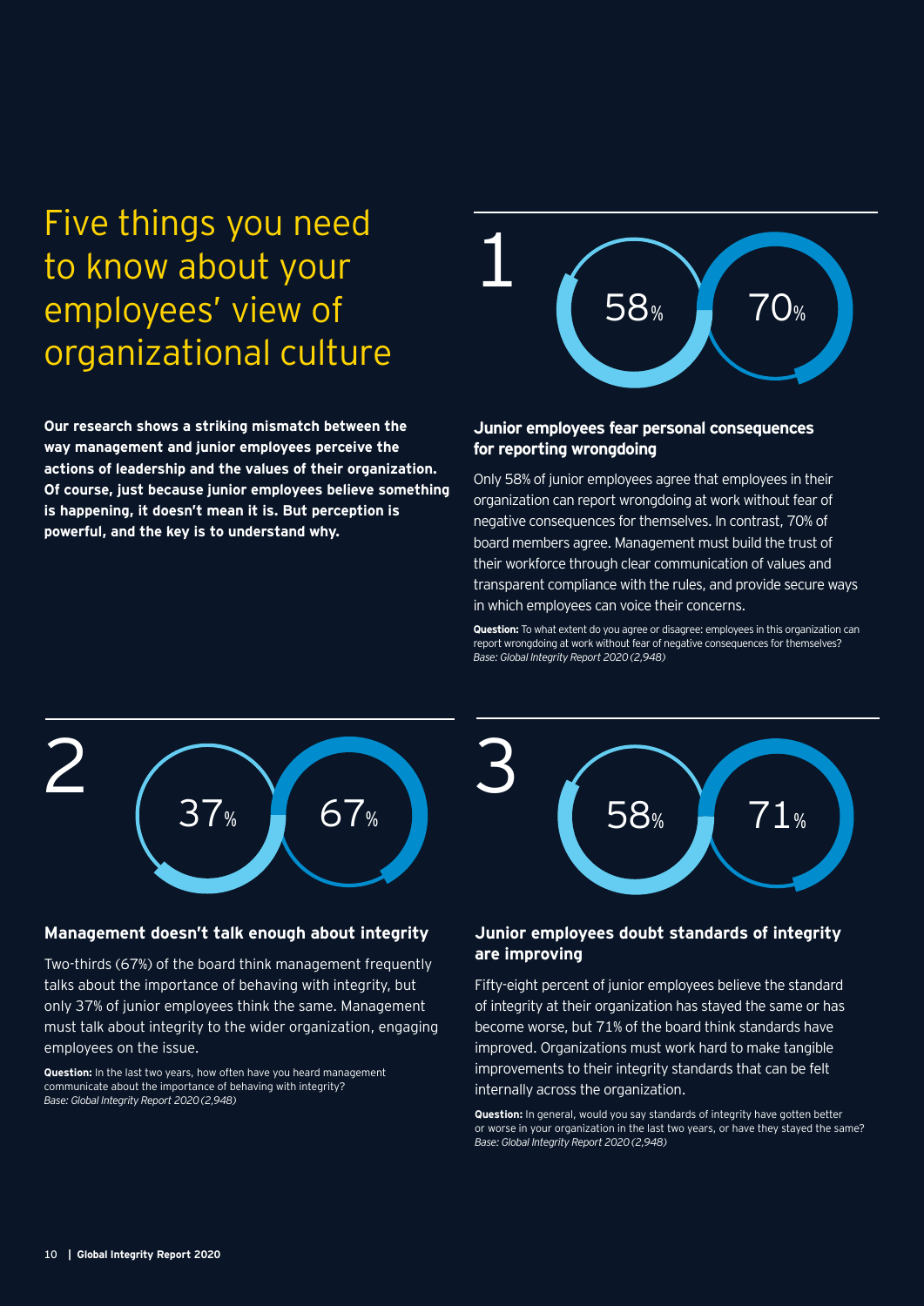# Five things you need to know about your employees' view of organizational culture

**Our research shows a striking mismatch between the way management and junior employees perceive the actions of leadership and the values of their organization. Of course, just because junior employees believe something is happening, it doesn't mean it is. But perception is powerful, and the key is to understand why.**

## 1

58% 70%

### Junior employees fear personal consequences for reporting wrongdoing

Only 58% of junior employees agree that employees in their organization can report wrongdoing at work without fear of negative consequences for themselves. In contrast, 70% of board members agree. Management must build the trust of their workforce through clear communication of values and transparent compliance with the rules, and provide secure ways in which employees can voice their concerns.

**Question:** To what extent do you agree or disagree: employees in this organization can report wrongdoing at work without fear of negative consequences for themselves?
*Base: Global Integrity Report 2020 (2,948)*

## 2

37% 67%

### Management doesn't talk enough about integrity

Two-thirds (67%) of the board think management frequently talks about the importance of behaving with integrity, but only 37% of junior employees think the same. Management must talk about integrity to the wider organization, engaging employees on the issue.

**Question:** In the last two years, how often have you heard management communicate about the importance of behaving with integrity?
*Base: Global Integrity Report 2020 (2,948)*

## 3

58% 71%

### Junior employees doubt standards of integrity are improving

Fifty-eight percent of junior employees believe the standard of integrity at their organization has stayed the same or has become worse, but 71% of the board think standards have improved. Organizations must work hard to make tangible improvements to their integrity standards that can be felt internally across the organization.

**Question:** In general, would you say standards of integrity have gotten better or worse in your organization in the last two years, or have they stayed the same?
*Base: Global Integrity Report 2020 (2,948)*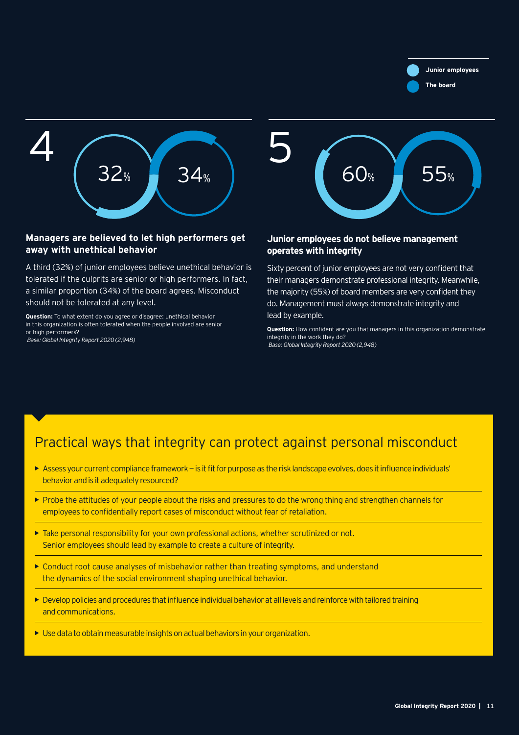Junior employees

The board

4

32%

34%

### Managers are believed to let high performers get away with unethical behavior

A third (32%) of junior employees believe unethical behavior is tolerated if the culprits are senior or high performers. In fact, a similar proportion (34%) of the board agrees. Misconduct should not be tolerated at any level.

**Question:** To what extent do you agree or disagree: unethical behavior in this organization is often tolerated when the people involved are senior or high performers?
*Base: Global Integrity Report 2020 (2,948)*

5

60%

55%

### Junior employees do not believe management operates with integrity

Sixty percent of junior employees are not very confident that their managers demonstrate professional integrity. Meanwhile, the majority (55%) of board members are very confident they do. Management must always demonstrate integrity and lead by example.

**Question:** How confident are you that managers in this organization demonstrate integrity in the work they do?
*Base: Global Integrity Report 2020 (2,948)*

## Practical ways that integrity can protect against personal misconduct

- Assess your current compliance framework — is it fit for purpose as the risk landscape evolves, does it influence individuals' behavior and is it adequately resourced?
- Probe the attitudes of your people about the risks and pressures to do the wrong thing and strengthen channels for employees to confidentially report cases of misconduct without fear of retaliation.
- Take personal responsibility for your own professional actions, whether scrutinized or not. Senior employees should lead by example to create a culture of integrity.
- Conduct root cause analyses of misbehavior rather than treating symptoms, and understand the dynamics of the social environment shaping unethical behavior.
- Develop policies and procedures that influence individual behavior at all levels and reinforce with tailored training and communications.
- Use data to obtain measurable insights on actual behaviors in your organization.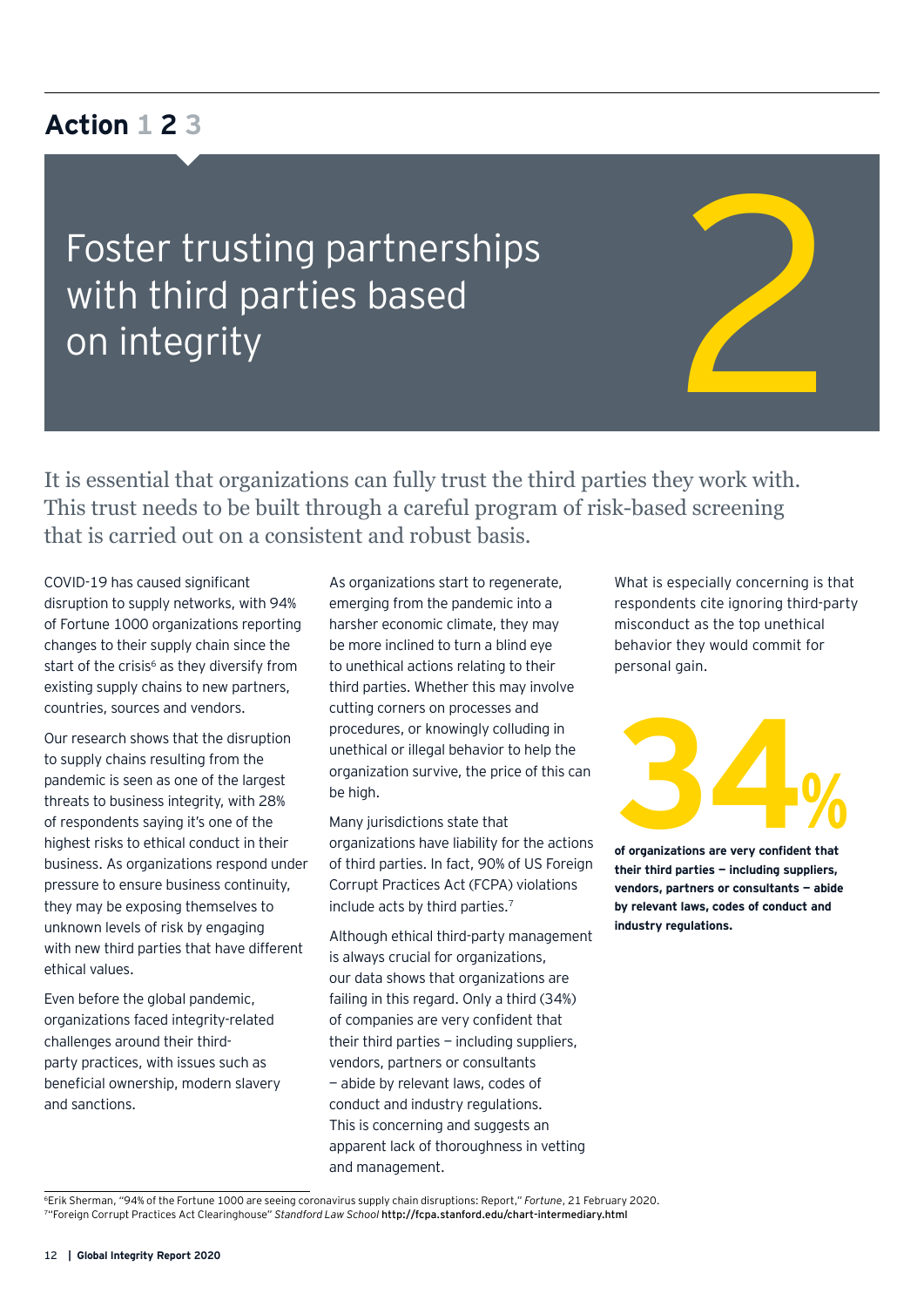## Action 1 2 3

# Foster trusting partnerships with third parties based on integrity

2

It is essential that organizations can fully trust the third parties they work with. This trust needs to be built through a careful program of risk-based screening that is carried out on a consistent and robust basis.

COVID-19 has caused significant disruption to supply networks, with 94% of Fortune 1000 organizations reporting changes to their supply chain since the start of the crisis[6] as they diversify from existing supply chains to new partners, countries, sources and vendors.

Our research shows that the disruption to supply chains resulting from the pandemic is seen as one of the largest threats to business integrity, with 28% of respondents saying it's one of the highest risks to ethical conduct in their business. As organizations respond under pressure to ensure business continuity, they may be exposing themselves to unknown levels of risk by engaging with new third parties that have different ethical values.

Even before the global pandemic, organizations faced integrity-related challenges around their third-party practices, with issues such as beneficial ownership, modern slavery and sanctions.

As organizations start to regenerate, emerging from the pandemic into a harsher economic climate, they may be more inclined to turn a blind eye to unethical actions relating to their third parties. Whether this may involve cutting corners on processes and procedures, or knowingly colluding in unethical or illegal behavior to help the organization survive, the price of this can be high.

Many jurisdictions state that organizations have liability for the actions of third parties. In fact, 90% of US Foreign Corrupt Practices Act (FCPA) violations include acts by third parties.[7]

Although ethical third-party management is always crucial for organizations, our data shows that organizations are failing in this regard. Only a third (34%) of companies are very confident that their third parties — including suppliers, vendors, partners or consultants — abide by relevant laws, codes of conduct and industry regulations. This is concerning and suggests an apparent lack of thoroughness in vetting and management.

What is especially concerning is that respondents cite ignoring third-party misconduct as the top unethical behavior they would commit for personal gain.

**34%**

**of organizations are very confident that their third parties — including suppliers, vendors, partners or consultants — abide by relevant laws, codes of conduct and industry regulations.**

---

[6] Erik Sherman, "94% of the Fortune 1000 are seeing coronavirus supply chain disruptions: Report," *Fortune*, 21 February 2020.
[7] "Foreign Corrupt Practices Act Clearinghouse" *Standford Law School* http://fcpa.stanford.edu/chart-intermediary.html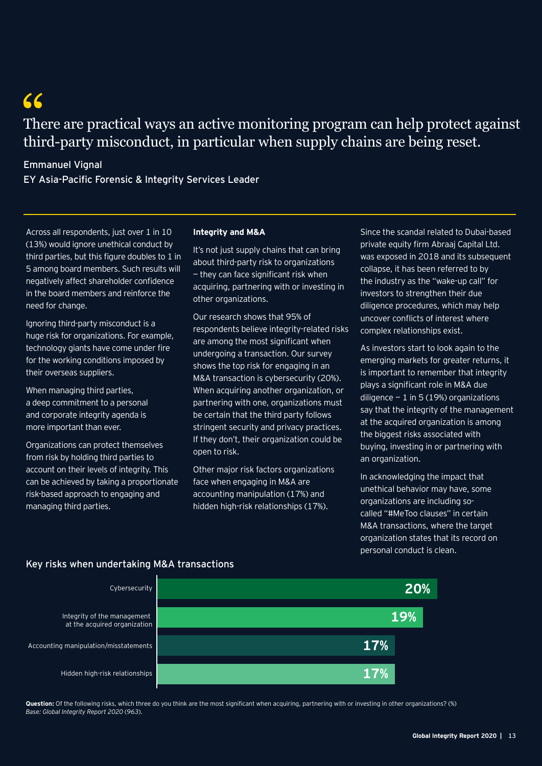> There are practical ways an active monitoring program can help protect against third-party misconduct, in particular when supply chains are being reset.

Emmanuel Vignal
EY Asia-Pacific Forensic & Integrity Services Leader

Across all respondents, just over 1 in 10 (13%) would ignore unethical conduct by third parties, but this figure doubles to 1 in 5 among board members. Such results will negatively affect shareholder confidence in the board members and reinforce the need for change.

Ignoring third-party misconduct is a huge risk for organizations. For example, technology giants have come under fire for the working conditions imposed by their overseas suppliers.

When managing third parties, a deep commitment to a personal and corporate integrity agenda is more important than ever.

Organizations can protect themselves from risk by holding third parties to account on their levels of integrity. This can be achieved by taking a proportionate risk-based approach to engaging and managing third parties.

**Integrity and M&A**

It's not just supply chains that can bring about third-party risk to organizations — they can face significant risk when acquiring, partnering with or investing in other organizations.

Our research shows that 95% of respondents believe integrity-related risks are among the most significant when undergoing a transaction. Our survey shows the top risk for engaging in an M&A transaction is cybersecurity (20%). When acquiring another organization, or partnering with one, organizations must be certain that the third party follows stringent security and privacy practices. If they don't, their organization could be open to risk.

Other major risk factors organizations face when engaging in M&A are accounting manipulation (17%) and hidden high-risk relationships (17%).

Since the scandal related to Dubai-based private equity firm Abraaj Capital Ltd. was exposed in 2018 and its subsequent collapse, it has been referred to by the industry as the "wake-up call" for investors to strengthen their due diligence procedures, which may help uncover conflicts of interest where complex relationships exist.

As investors start to look again to the emerging markets for greater returns, it is important to remember that integrity plays a significant role in M&A due diligence — 1 in 5 (19%) organizations say that the integrity of the management at the acquired organization is among the biggest risks associated with buying, investing in or partnering with an organization.

In acknowledging the impact that unethical behavior may have, some organizations are including so-called "#MeToo clauses" in certain M&A transactions, where the target organization states that its record on personal conduct is clean.

## Key risks when undertaking M&A transactions

| Risk | % |
|---|---|
| Cybersecurity | 20% |
| Integrity of the management at the acquired organization | 19% |
| Accounting manipulation/misstatements | 17% |
| Hidden high-risk relationships | 17% |

**Question:** Of the following risks, which three do you think are the most significant when acquiring, partnering with or investing in other organizations? (%)
*Base: Global Integrity Report 2020 (963).*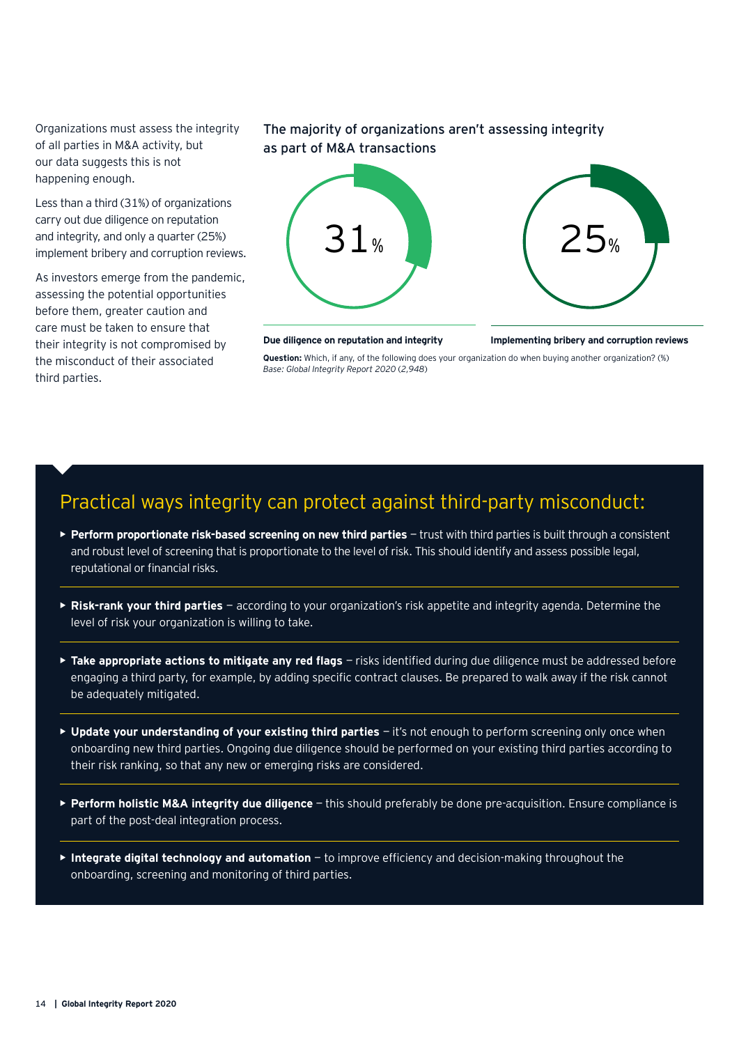Organizations must assess the integrity of all parties in M&A activity, but our data suggests this is not happening enough.

Less than a third (31%) of organizations carry out due diligence on reputation and integrity, and only a quarter (25%) implement bribery and corruption reviews.

As investors emerge from the pandemic, assessing the potential opportunities before them, greater caution and care must be taken to ensure that their integrity is not compromised by the misconduct of their associated third parties.

### The majority of organizations aren't assessing integrity as part of M&A transactions

| Due diligence on reputation and integrity | Implementing bribery and corruption reviews |
|---|---|
| 31% | 25% |

**Question:** Which, if any, of the following does your organization do when buying another organization? (%)
*Base: Global Integrity Report 2020 (2,948)*

## Practical ways integrity can protect against third-party misconduct:

- **Perform proportionate risk-based screening on new third parties** – trust with third parties is built through a consistent and robust level of screening that is proportionate to the level of risk. This should identify and assess possible legal, reputational or financial risks.
- **Risk-rank your third parties** – according to your organization's risk appetite and integrity agenda. Determine the level of risk your organization is willing to take.
- **Take appropriate actions to mitigate any red flags** – risks identified during due diligence must be addressed before engaging a third party, for example, by adding specific contract clauses. Be prepared to walk away if the risk cannot be adequately mitigated.
- **Update your understanding of your existing third parties** – it's not enough to perform screening only once when onboarding new third parties. Ongoing due diligence should be performed on your existing third parties according to their risk ranking, so that any new or emerging risks are considered.
- **Perform holistic M&A integrity due diligence** – this should preferably be done pre-acquisition. Ensure compliance is part of the post-deal integration process.
- **Integrate digital technology and automation** – to improve efficiency and decision-making throughout the onboarding, screening and monitoring of third parties.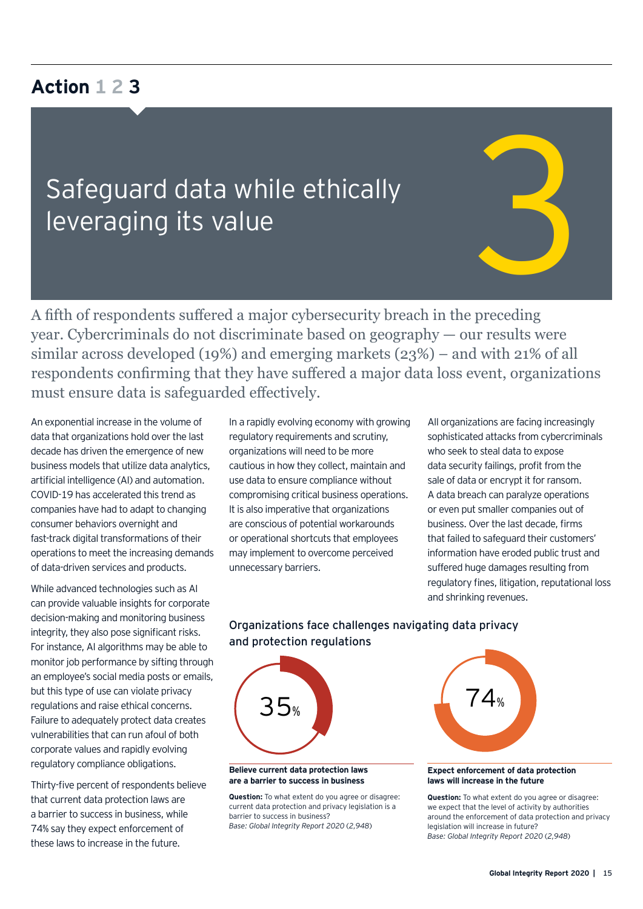## Action 1 2 3

# Safeguard data while ethically leveraging its value

3

A fifth of respondents suffered a major cybersecurity breach in the preceding year. Cybercriminals do not discriminate based on geography — our results were similar across developed (19%) and emerging markets (23%) – and with 21% of all respondents confirming that they have suffered a major data loss event, organizations must ensure data is safeguarded effectively.

An exponential increase in the volume of data that organizations hold over the last decade has driven the emergence of new business models that utilize data analytics, artificial intelligence (AI) and automation. COVID-19 has accelerated this trend as companies have had to adapt to changing consumer behaviors overnight and fast-track digital transformations of their operations to meet the increasing demands of data-driven services and products.

While advanced technologies such as AI can provide valuable insights for corporate decision-making and monitoring business integrity, they also pose significant risks. For instance, AI algorithms may be able to monitor job performance by sifting through an employee's social media posts or emails, but this type of use can violate privacy regulations and raise ethical concerns. Failure to adequately protect data creates vulnerabilities that can run afoul of both corporate values and rapidly evolving regulatory compliance obligations.

Thirty-five percent of respondents believe that current data protection laws are a barrier to success in business, while 74% say they expect enforcement of these laws to increase in the future.

In a rapidly evolving economy with growing regulatory requirements and scrutiny, organizations will need to be more cautious in how they collect, maintain and use data to ensure compliance without compromising critical business operations. It is also imperative that organizations are conscious of potential workarounds or operational shortcuts that employees may implement to overcome perceived unnecessary barriers.

All organizations are facing increasingly sophisticated attacks from cybercriminals who seek to steal data to expose data security failings, profit from the sale of data or encrypt it for ransom. A data breach can paralyze operations or even put smaller companies out of business. Over the last decade, firms that failed to safeguard their customers' information have eroded public trust and suffered huge damages resulting from regulatory fines, litigation, reputational loss and shrinking revenues.

### Organizations face challenges navigating data privacy and protection regulations

35%

**Believe current data protection laws are a barrier to success in business**

**Question:** To what extent do you agree or disagree: current data protection and privacy legislation is a barrier to success in business?
*Base: Global Integrity Report 2020* (2,948)

74%

**Expect enforcement of data protection laws will increase in the future**

**Question:** To what extent do you agree or disagree: we expect that the level of activity by authorities around the enforcement of data protection and privacy legislation will increase in future?
*Base: Global Integrity Report 2020* (2,948)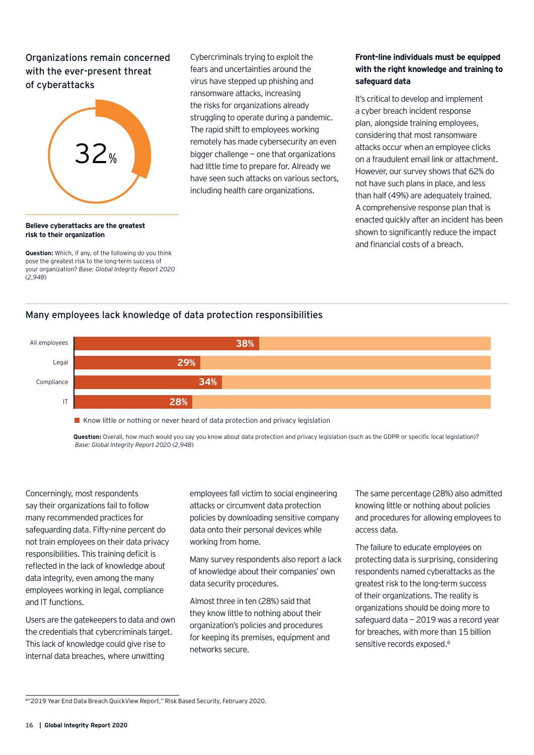## Organizations remain concerned with the ever-present threat of cyberattacks

32%

**Believe cyberattacks are the greatest risk to their organization**

**Question:** Which, if any, of the following do you think pose the greatest risk to the long-term success of your organization? *Base: Global Integrity Report 2020 (2,948)*

Cybercriminals trying to exploit the fears and uncertainties around the virus have stepped up phishing and ransomware attacks, increasing the risks for organizations already struggling to operate during a pandemic. The rapid shift to employees working remotely has made cybersecurity an even bigger challenge – one that organizations had little time to prepare for. Already we have seen such attacks on various sectors, including health care organizations.

### Front-line individuals must be equipped with the right knowledge and training to safeguard data

It's critical to develop and implement a cyber breach incident response plan, alongside training employees, considering that most ransomware attacks occur when an employee clicks on a fraudulent email link or attachment. However, our survey shows that 62% do not have such plans in place, and less than half (49%) are adequately trained. A comprehensive response plan that is enacted quickly after an incident has been shown to significantly reduce the impact and financial costs of a breach.

## Many employees lack knowledge of data protection responsibilities

| | Know little or nothing or never heard of data protection and privacy legislation |
|---|---|
| All employees | 38% |
| Legal | 29% |
| Compliance | 34% |
| IT | 28% |

**Question:** Overall, how much would you say you know about data protection and privacy legislation (such as the GDPR or specific local legislation)? *Base: Global Integrity Report 2020 (2,948)*

Concerningly, most respondents say their organizations fail to follow many recommended practices for safeguarding data. Fifty-nine percent do not train employees on their data privacy responsibilities. This training deficit is reflected in the lack of knowledge about data integrity, even among the many employees working in legal, compliance and IT functions.

Users are the gatekeepers to data and own the credentials that cybercriminals target. This lack of knowledge could give rise to internal data breaches, where unwitting employees fall victim to social engineering attacks or circumvent data protection policies by downloading sensitive company data onto their personal devices while working from home.

Many survey respondents also report a lack of knowledge about their companies' own data security procedures.

Almost three in ten (28%) said that they know little to nothing about their organization's policies and procedures for keeping its premises, equipment and networks secure.

The same percentage (28%) also admitted knowing little or nothing about policies and procedures for allowing employees to access data.

The failure to educate employees on protecting data is surprising, considering respondents named cyberattacks as the greatest risk to the long-term success of their organizations. The reality is organizations should be doing more to safeguard data – 2019 was a record year for breaches, with more than 15 billion sensitive records exposed.[8]

---

[8] "2019 Year End Data Breach QuickView Report," Risk Based Security, February 2020.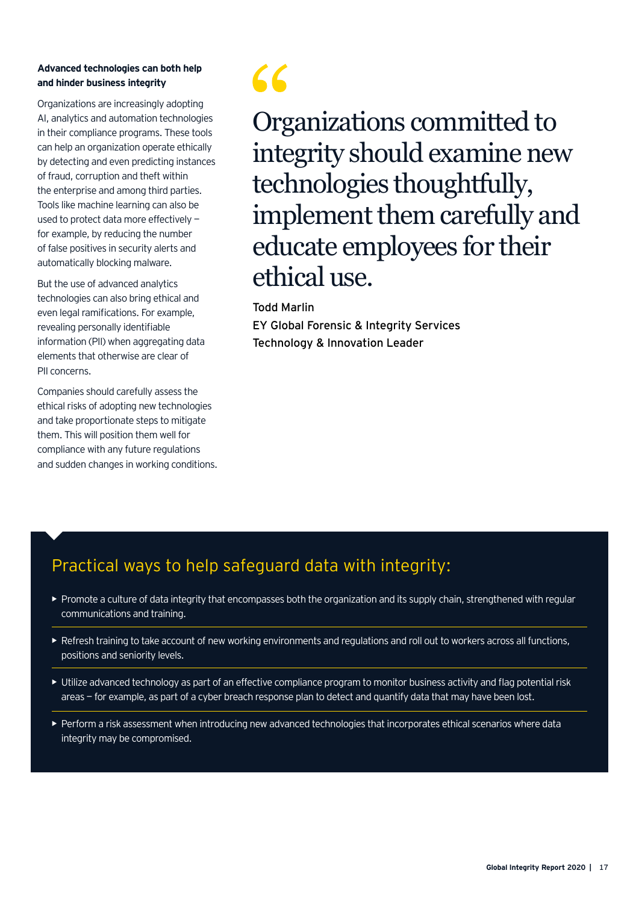### Advanced technologies can both help and hinder business integrity

Organizations are increasingly adopting AI, analytics and automation technologies in their compliance programs. These tools can help an organization operate ethically by detecting and even predicting instances of fraud, corruption and theft within the enterprise and among third parties. Tools like machine learning can also be used to protect data more effectively – for example, by reducing the number of false positives in security alerts and automatically blocking malware.

But the use of advanced analytics technologies can also bring ethical and even legal ramifications. For example, revealing personally identifiable information (PII) when aggregating data elements that otherwise are clear of PII concerns.

Companies should carefully assess the ethical risks of adopting new technologies and take proportionate steps to mitigate them. This will position them well for compliance with any future regulations and sudden changes in working conditions.

> "Organizations committed to integrity should examine new technologies thoughtfully, implement them carefully and educate employees for their ethical use.
>
> Todd Marlin
> EY Global Forensic & Integrity Services
> Technology & Innovation Leader

## Practical ways to help safeguard data with integrity:

- Promote a culture of data integrity that encompasses both the organization and its supply chain, strengthened with regular communications and training.
- Refresh training to take account of new working environments and regulations and roll out to workers across all functions, positions and seniority levels.
- Utilize advanced technology as part of an effective compliance program to monitor business activity and flag potential risk areas – for example, as part of a cyber breach response plan to detect and quantify data that may have been lost.
- Perform a risk assessment when introducing new advanced technologies that incorporates ethical scenarios where data integrity may be compromised.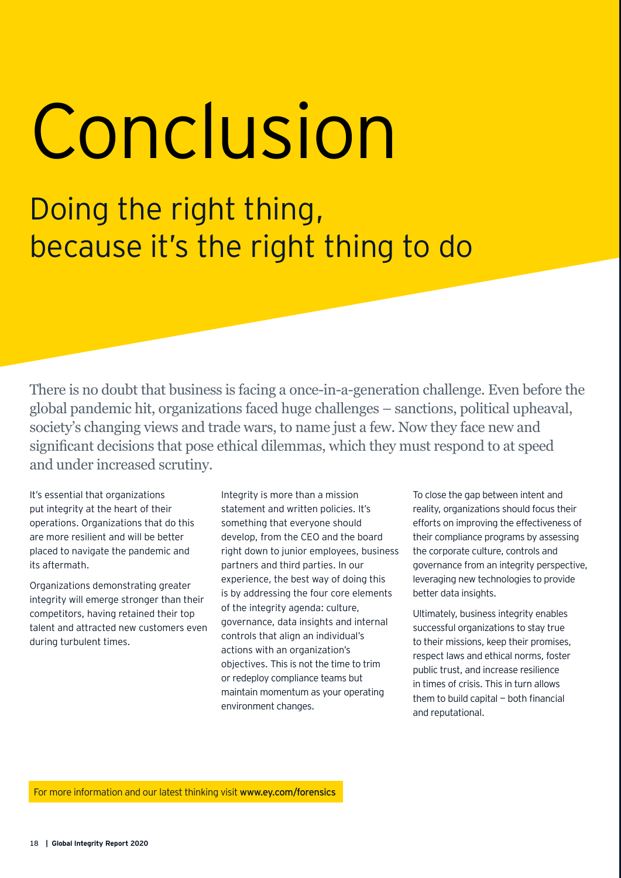# Conclusion

## Doing the right thing, because it's the right thing to do

There is no doubt that business is facing a once-in-a-generation challenge. Even before the global pandemic hit, organizations faced huge challenges – sanctions, political upheaval, society's changing views and trade wars, to name just a few. Now they face new and significant decisions that pose ethical dilemmas, which they must respond to at speed and under increased scrutiny.

It's essential that organizations put integrity at the heart of their operations. Organizations that do this are more resilient and will be better placed to navigate the pandemic and its aftermath.

Organizations demonstrating greater integrity will emerge stronger than their competitors, having retained their top talent and attracted new customers even during turbulent times.

Integrity is more than a mission statement and written policies. It's something that everyone should develop, from the CEO and the board right down to junior employees, business partners and third parties. In our experience, the best way of doing this is by addressing the four core elements of the integrity agenda: culture, governance, data insights and internal controls that align an individual's actions with an organization's objectives. This is not the time to trim or redeploy compliance teams but maintain momentum as your operating environment changes.

To close the gap between intent and reality, organizations should focus their efforts on improving the effectiveness of their compliance programs by assessing the corporate culture, controls and governance from an integrity perspective, leveraging new technologies to provide better data insights.

Ultimately, business integrity enables successful organizations to stay true to their missions, keep their promises, respect laws and ethical norms, foster public trust, and increase resilience in times of crisis. This in turn allows them to build capital — both financial and reputational.

For more information and our latest thinking visit **www.ey.com/forensics**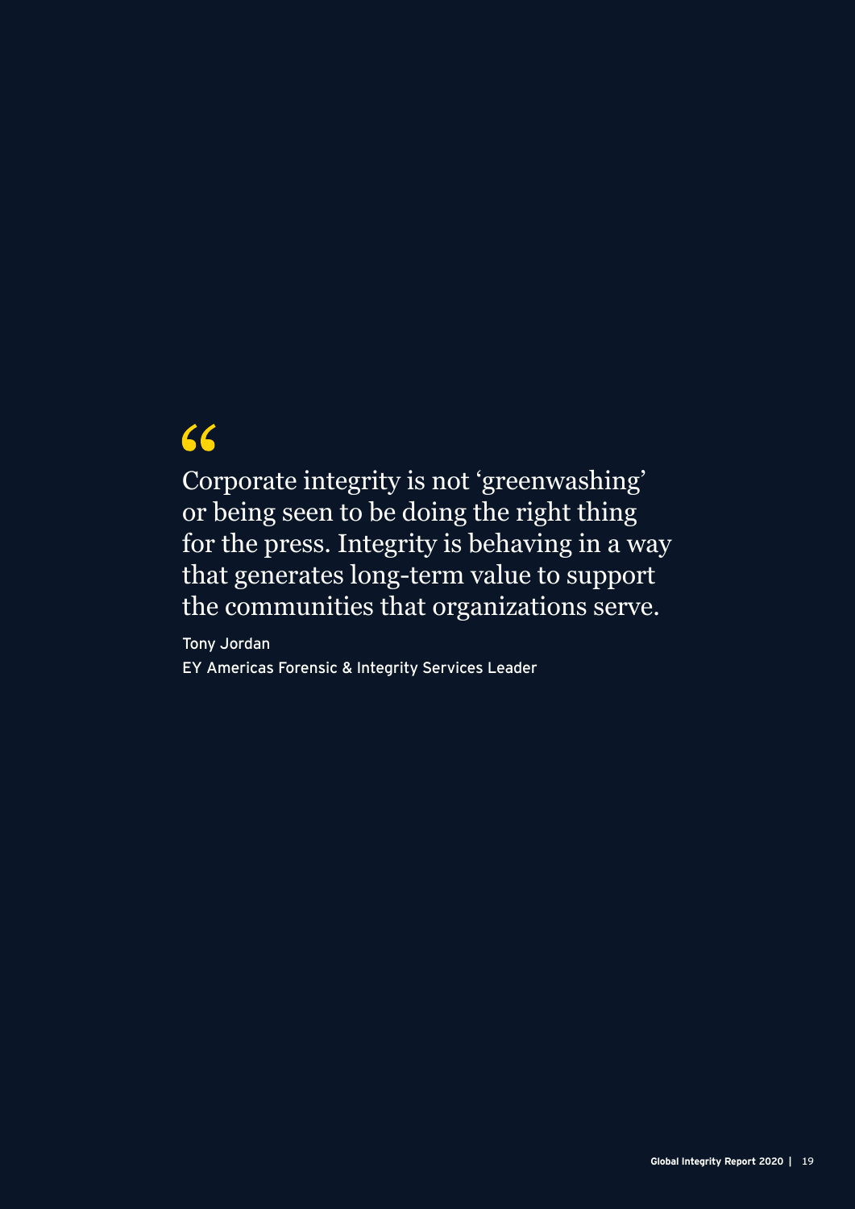> Corporate integrity is not 'greenwashing' or being seen to be doing the right thing for the press. Integrity is behaving in a way that generates long-term value to support the communities that organizations serve.

Tony Jordan
EY Americas Forensic & Integrity Services Leader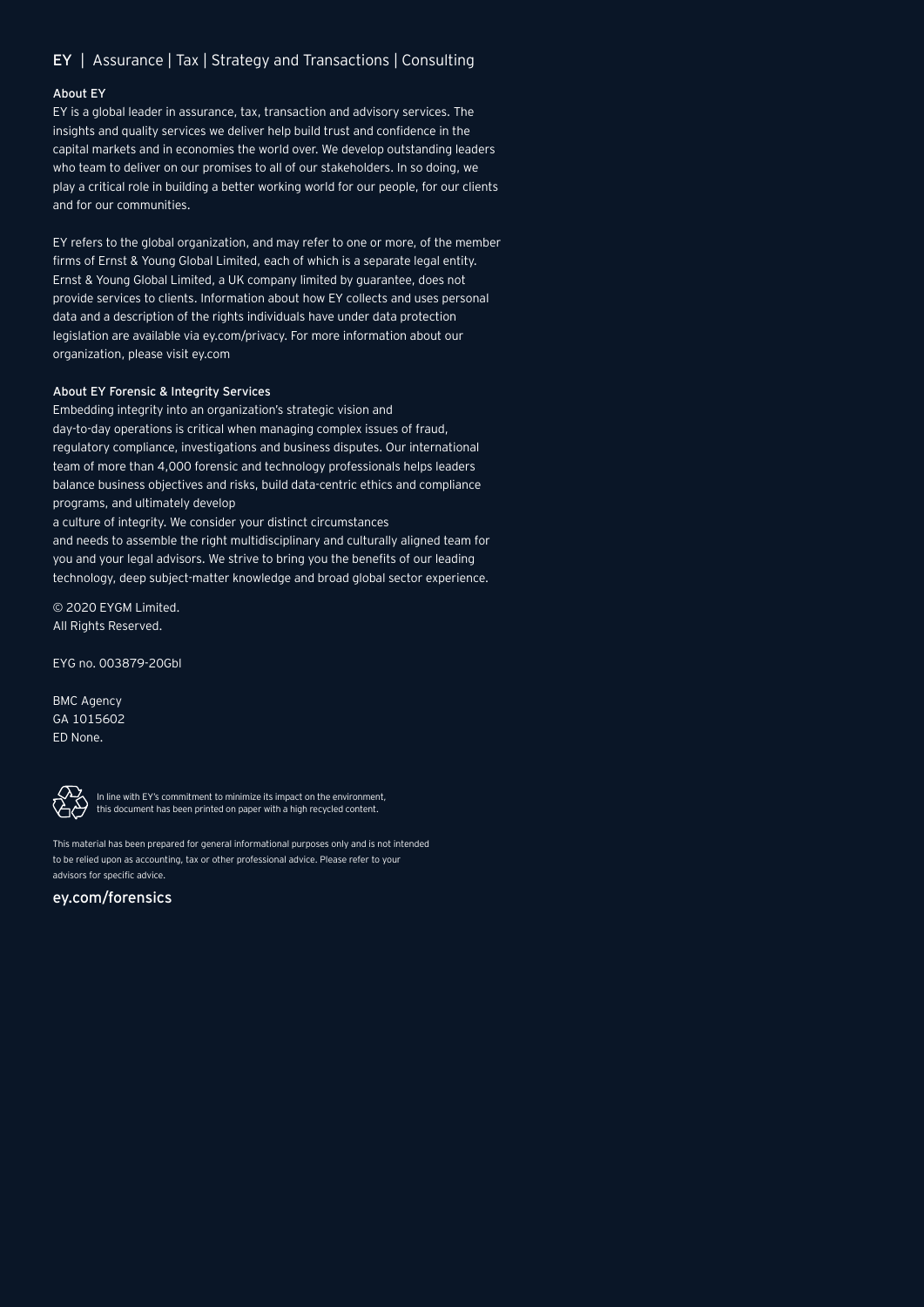**EY** | Assurance | Tax | Strategy and Transactions | Consulting

**About EY**

EY is a global leader in assurance, tax, transaction and advisory services. The insights and quality services we deliver help build trust and confidence in the capital markets and in economies the world over. We develop outstanding leaders who team to deliver on our promises to all of our stakeholders. In so doing, we play a critical role in building a better working world for our people, for our clients and for our communities.

EY refers to the global organization, and may refer to one or more, of the member firms of Ernst & Young Global Limited, each of which is a separate legal entity. Ernst & Young Global Limited, a UK company limited by guarantee, does not provide services to clients. Information about how EY collects and uses personal data and a description of the rights individuals have under data protection legislation are available via ey.com/privacy. For more information about our organization, please visit ey.com

**About EY Forensic & Integrity Services**

Embedding integrity into an organization's strategic vision and day-to-day operations is critical when managing complex issues of fraud, regulatory compliance, investigations and business disputes. Our international team of more than 4,000 forensic and technology professionals helps leaders balance business objectives and risks, build data-centric ethics and compliance programs, and ultimately develop a culture of integrity. We consider your distinct circumstances and needs to assemble the right multidisciplinary and culturally aligned team for you and your legal advisors. We strive to bring you the benefits of our leading technology, deep subject-matter knowledge and broad global sector experience.

© 2020 EYGM Limited.
All Rights Reserved.

EYG no. 003879-20Gbl

BMC Agency
GA 1015602
ED None.

In line with EY's commitment to minimize its impact on the environment, this document has been printed on paper with a high recycled content.

This material has been prepared for general informational purposes only and is not intended to be relied upon as accounting, tax or other professional advice. Please refer to your advisors for specific advice.

**ey.com/forensics**